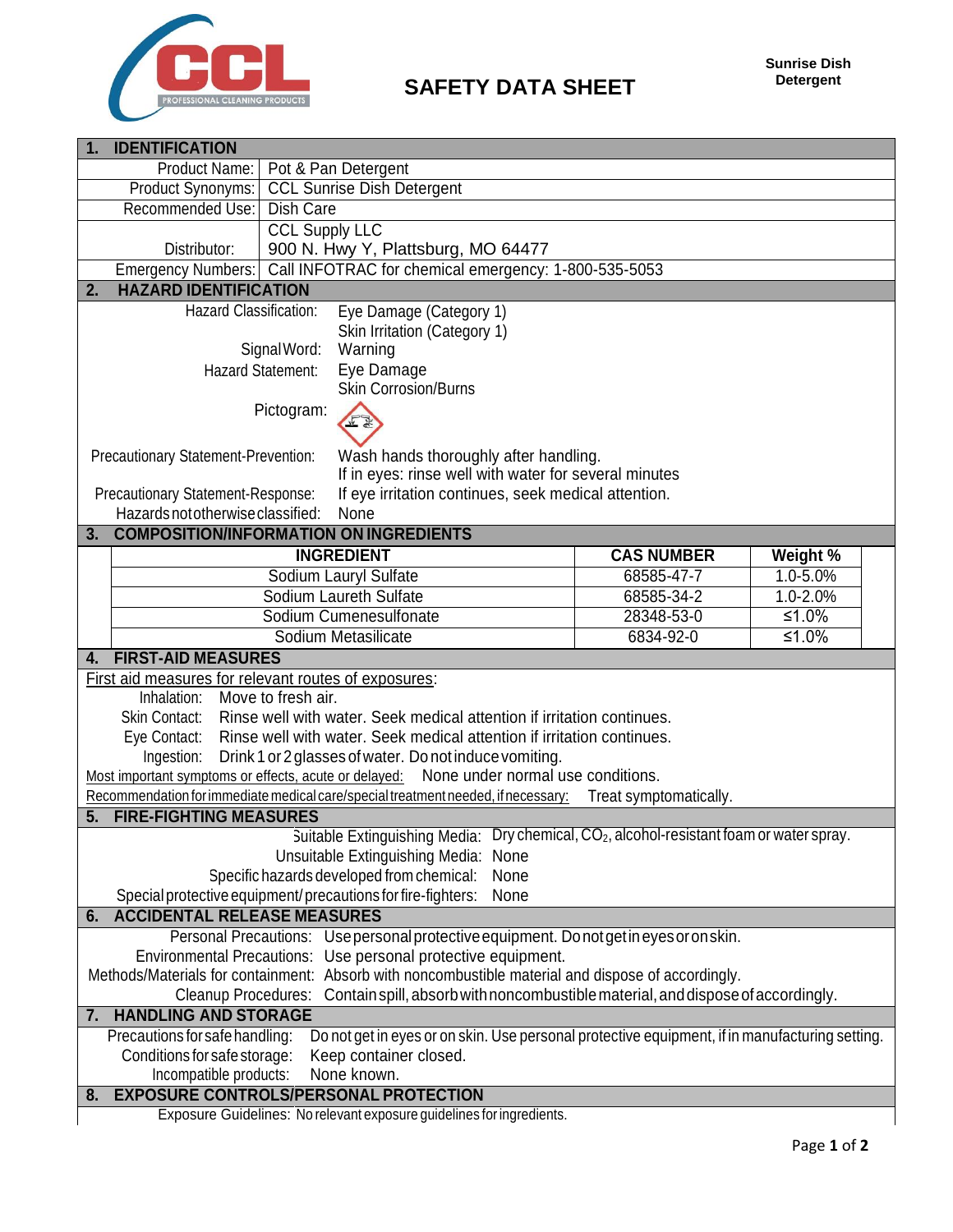# SAFETY DATA SHEET

**Sunrise Dish Detergent**

## 1. IDENTIFICATION

| | |
|---|---|
| Product Name: | Pot & Pan Detergent |
| Product Synonyms: | CCL Sunrise Dish Detergent |
| Recommended Use: | Dish Care |
| Distributor: | CCL Supply LLC<br>900 N. Hwy Y, Plattsburg, MO 64477 |
| Emergency Numbers: | Call INFOTRAC for chemical emergency: 1-800-535-5053 |

## 2. HAZARD IDENTIFICATION

| | |
|---|---|
| Hazard Classification: | Eye Damage (Category 1)<br>Skin Irritation (Category 1) |
| Signal Word: | Warning |
| Hazard Statement: | Eye Damage<br>Skin Corrosion/Burns |
| Pictogram: | |
| Precautionary Statement-Prevention: | Wash hands thoroughly after handling.<br>If in eyes: rinse well with water for several minutes |
| Precautionary Statement-Response: | If eye irritation continues, seek medical attention. |
| Hazards not otherwise classified: | None |

## 3. COMPOSITION/INFORMATION ON INGREDIENTS

| INGREDIENT | CAS NUMBER | Weight % |
|---|---|---|
| Sodium Lauryl Sulfate | 68585-47-7 | 1.0-5.0% |
| Sodium Laureth Sulfate | 68585-34-2 | 1.0-2.0% |
| Sodium Cumenesulfonate | 28348-53-0 | ≤1.0% |
| Sodium Metasilicate | 6834-92-0 | ≤1.0% |

## 4. FIRST-AID MEASURES

First aid measures for relevant routes of exposures:

- Inhalation: Move to fresh air.
- Skin Contact: Rinse well with water. Seek medical attention if irritation continues.
- Eye Contact: Rinse well with water. Seek medical attention if irritation continues.
- Ingestion: Drink 1 or 2 glasses of water. Do not induce vomiting.

Most important symptoms or effects, acute or delayed: None under normal use conditions.

Recommendation for immediate medical care/special treatment needed, if necessary: Treat symptomatically.

## 5. FIRE-FIGHTING MEASURES

| | |
|---|---|
| Suitable Extinguishing Media: | Dry chemical, $CO_2$, alcohol-resistant foam or water spray. |
| Unsuitable Extinguishing Media: | None |
| Specific hazards developed from chemical: | None |
| Special protective equipment/ precautions for fire-fighters: | None |

## 6. ACCIDENTAL RELEASE MEASURES

| | |
|---|---|
| Personal Precautions: | Use personal protective equipment. Do not get in eyes or on skin. |
| Environmental Precautions: | Use personal protective equipment. |
| Methods/Materials for containment: | Absorb with noncombustible material and dispose of accordingly. |
| Cleanup Procedures: | Contain spill, absorb with noncombustible material, and dispose of accordingly. |

## 7. HANDLING AND STORAGE

| | |
|---|---|
| Precautions for safe handling: | Do not get in eyes or on skin. Use personal protective equipment, if in manufacturing setting. |
| Conditions for safe storage: | Keep container closed. |
| Incompatible products: | None known. |

## 8. EXPOSURE CONTROLS/PERSONAL PROTECTION

Exposure Guidelines: No relevant exposure guidelines for ingredients.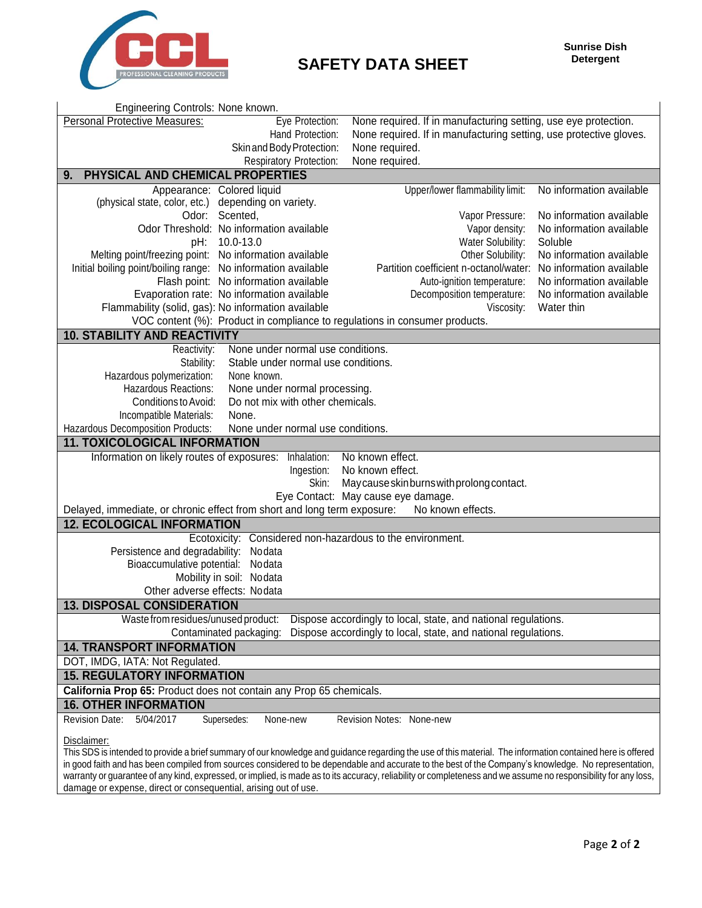Engineering Controls: None known.

Personal Protective Measures:

| | |
|---|---|
| Eye Protection: | None required. If in manufacturing setting, use eye protection. |
| Hand Protection: | None required. If in manufacturing setting, use protective gloves. |
| Skin and Body Protection: | None required. |
| Respiratory Protection: | None required. |

## 9. PHYSICAL AND CHEMICAL PROPERTIES

| | | | |
|---|---|---|---|
| Appearance: (physical state, color, etc.) | Colored liquid depending on variety. | Upper/lower flammability limit: | No information available |
| Odor: | Scented, | Vapor Pressure: | No information available |
| Odor Threshold: | No information available | Vapor density: | No information available |
| pH: | 10.0-13.0 | Water Solubility: | Soluble |
| Melting point/freezing point: | No information available | Other Solubility: | No information available |
| Initial boiling point/boiling range: | No information available | Partition coefficient n-octanol/water: | No information available |
| Flash point: | No information available | Auto-ignition temperature: | No information available |
| Evaporation rate: | No information available | Decomposition temperature: | No information available |
| Flammability (solid, gas): | No information available | Viscosity: | Water thin |

VOC content (%): Product in compliance to regulations in consumer products.

## 10. STABILITY AND REACTIVITY

| | |
|---|---|
| Reactivity: | None under normal use conditions. |
| Stability: | Stable under normal use conditions. |
| Hazardous polymerization: | None known. |
| Hazardous Reactions: | None under normal processing. |
| Conditions to Avoid: | Do not mix with other chemicals. |
| Incompatible Materials: | None. |
| Hazardous Decomposition Products: | None under normal use conditions. |

## 11. TOXICOLOGICAL INFORMATION

Information on likely routes of exposures:

| | |
|---|---|
| Inhalation: | No known effect. |
| Ingestion: | No known effect. |
| Skin: | May cause skin burns with prolong contact. |
| Eye Contact: | May cause eye damage. |

Delayed, immediate, or chronic effect from short and long term exposure: No known effects.

## 12. ECOLOGICAL INFORMATION

| | |
|---|---|
| Ecotoxicity: | Considered non-hazardous to the environment. |
| Persistence and degradability: | No data |
| Bioaccumulative potential: | No data |
| Mobility in soil: | No data |
| Other adverse effects: | No data |

## 13. DISPOSAL CONSIDERATION

| | |
|---|---|
| Waste from residues/unused product: | Dispose accordingly to local, state, and national regulations. |
| Contaminated packaging: | Dispose accordingly to local, state, and national regulations. |

## 14. TRANSPORT INFORMATION

DOT, IMDG, IATA: Not Regulated.

## 15. REGULATORY INFORMATION

**California Prop 65:** Product does not contain any Prop 65 chemicals.

## 16. OTHER INFORMATION

Revision Date: 5/04/2017 Supersedes: None-new Revision Notes: None-new

Disclaimer:

This SDS is intended to provide a brief summary of our knowledge and guidance regarding the use of this material. The information contained here is offered in good faith and has been compiled from sources considered to be dependable and accurate to the best of the Company's knowledge. No representation, warranty or guarantee of any kind, expressed, or implied, is made as to its accuracy, reliability or completeness and we assume no responsibility for any loss, damage or expense, direct or consequential, arising out of use.